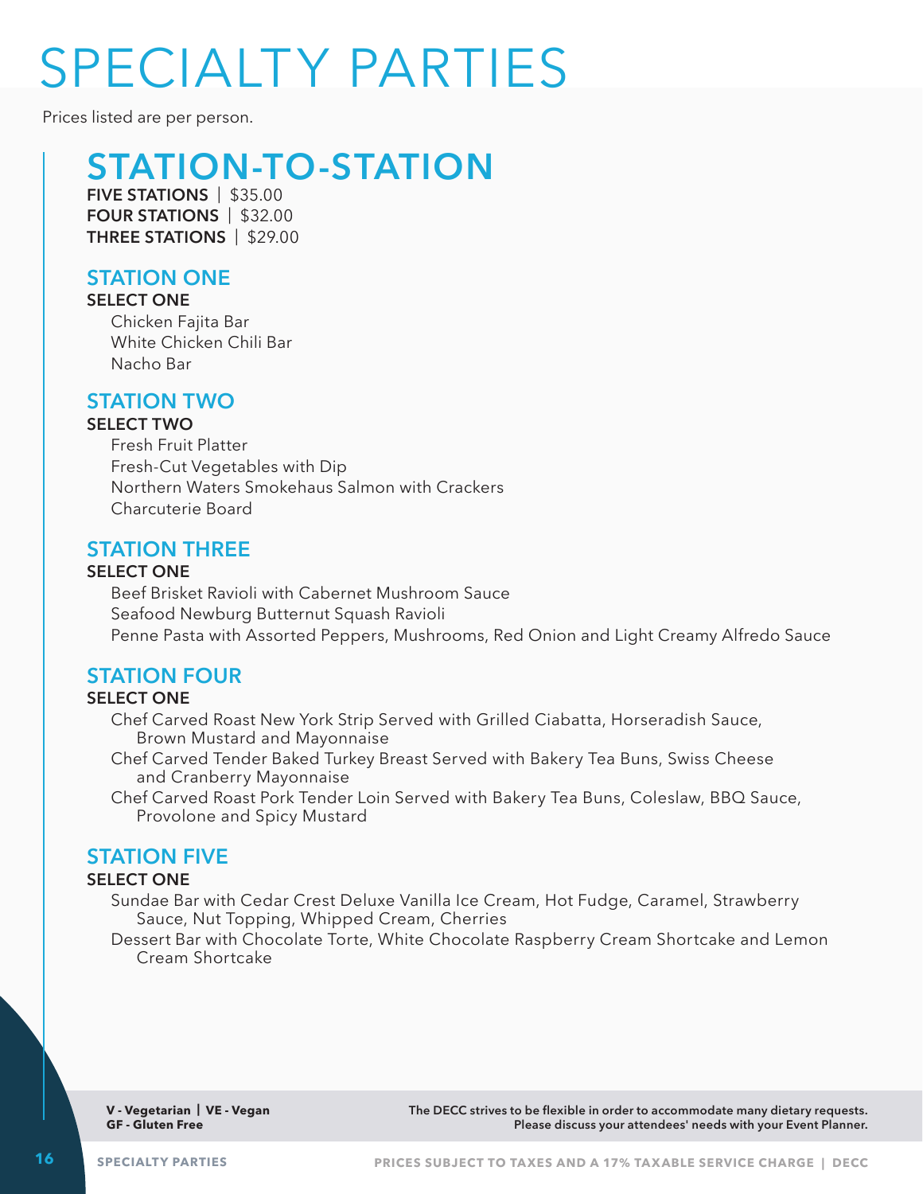# SPECIALTY PARTIES

Prices listed are per person.

## STATION-TO-STATION

**FIVE STATIONS** | $35.00
**FOUR STATIONS** | $32.00
**THREE STATIONS** | $29.00

### STATION ONE

**SELECT ONE**

- Chicken Fajita Bar
- White Chicken Chili Bar
- Nacho Bar

### STATION TWO

**SELECT TWO**

- Fresh Fruit Platter
- Fresh-Cut Vegetables with Dip
- Northern Waters Smokehaus Salmon with Crackers
- Charcuterie Board

### STATION THREE

**SELECT ONE**

- Beef Brisket Ravioli with Cabernet Mushroom Sauce
- Seafood Newburg Butternut Squash Ravioli
- Penne Pasta with Assorted Peppers, Mushrooms, Red Onion and Light Creamy Alfredo Sauce

### STATION FOUR

**SELECT ONE**

- Chef Carved Roast New York Strip Served with Grilled Ciabatta, Horseradish Sauce, Brown Mustard and Mayonnaise
- Chef Carved Tender Baked Turkey Breast Served with Bakery Tea Buns, Swiss Cheese and Cranberry Mayonnaise
- Chef Carved Roast Pork Tender Loin Served with Bakery Tea Buns, Coleslaw, BBQ Sauce, Provolone and Spicy Mustard

### STATION FIVE

**SELECT ONE**

- Sundae Bar with Cedar Crest Deluxe Vanilla Ice Cream, Hot Fudge, Caramel, Strawberry Sauce, Nut Topping, Whipped Cream, Cherries
- Dessert Bar with Chocolate Torte, White Chocolate Raspberry Cream Shortcake and Lemon Cream Shortcake

**V - Vegetarian | VE - Vegan**
**GF - Gluten Free**

**The DECC strives to be flexible in order to accommodate many dietary requests. Please discuss your attendees' needs with your Event Planner.**

**PRICES SUBJECT TO TAXES AND A 17% TAXABLE SERVICE CHARGE**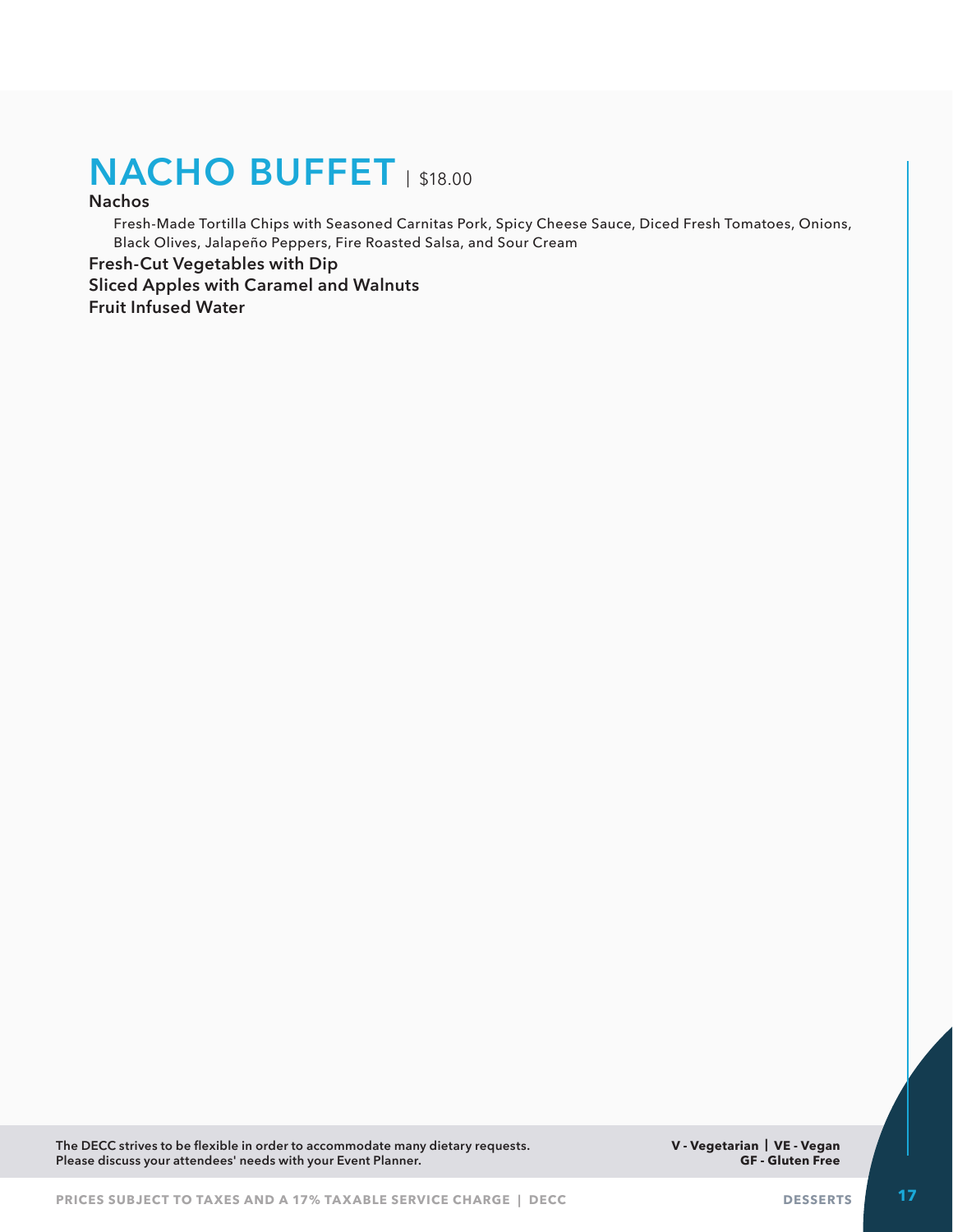# NACHO BUFFET | $18.00

**Nachos**

Fresh-Made Tortilla Chips with Seasoned Carnitas Pork, Spicy Cheese Sauce, Diced Fresh Tomatoes, Onions, Black Olives, Jalapeño Peppers, Fire Roasted Salsa, and Sour Cream

**Fresh-Cut Vegetables with Dip**

**Sliced Apples with Caramel and Walnuts**

**Fruit Infused Water**

**The DECC strives to be flexible in order to accommodate many dietary requests. Please discuss your attendees' needs with your Event Planner.**

**V - Vegetarian | VE - Vegan**
**GF - Gluten Free**